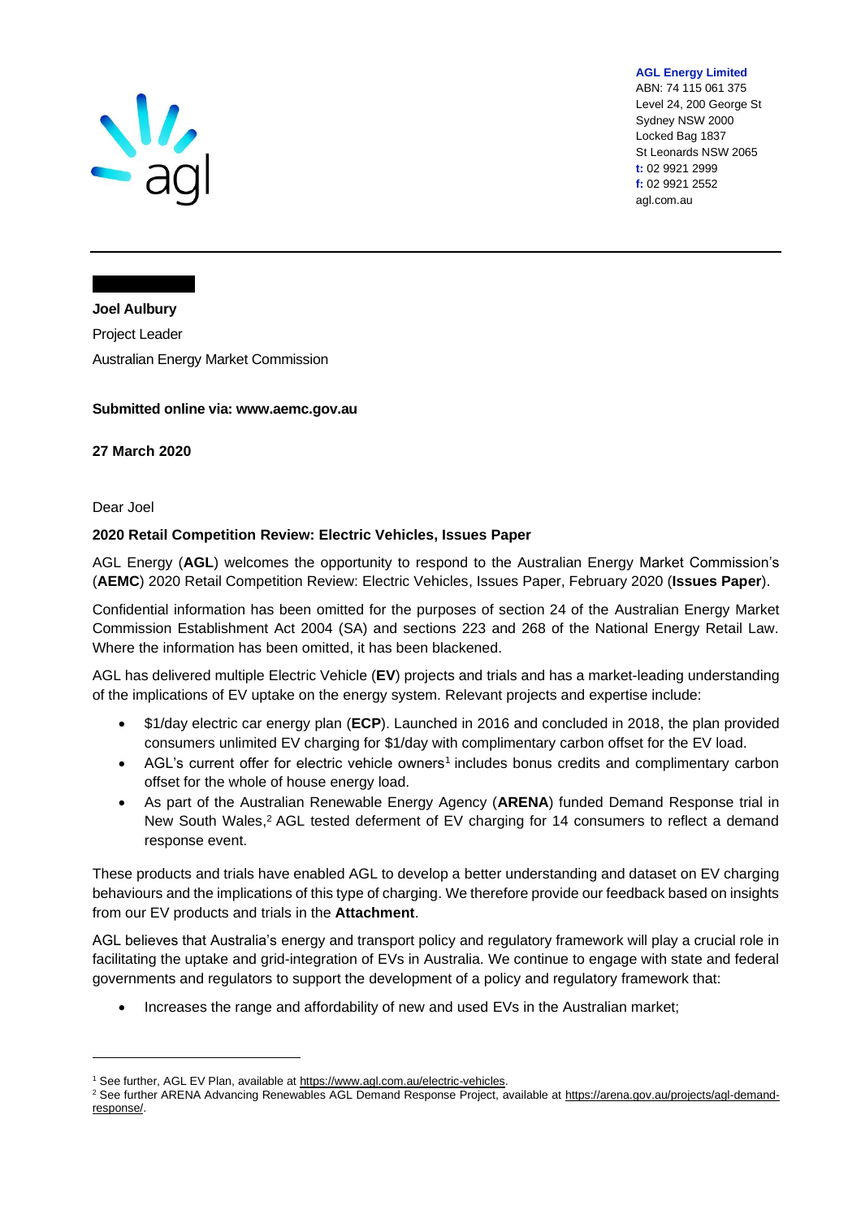**AGL Energy Limited**
ABN: 74 115 061 375
Level 24, 200 George St
Sydney NSW 2000
Locked Bag 1837
St Leonards NSW 2065
**t:** 02 9921 2999
**f:** 02 9921 2552
agl.com.au

**Joel Aulbury**
Project Leader
Australian Energy Market Commission

**Submitted online via: www.aemc.gov.au**

**27 March 2020**

Dear Joel

**2020 Retail Competition Review: Electric Vehicles, Issues Paper**

AGL Energy (**AGL**) welcomes the opportunity to respond to the Australian Energy Market Commission's (**AEMC**) 2020 Retail Competition Review: Electric Vehicles, Issues Paper, February 2020 (**Issues Paper**).

Confidential information has been omitted for the purposes of section 24 of the Australian Energy Market Commission Establishment Act 2004 (SA) and sections 223 and 268 of the National Energy Retail Law. Where the information has been omitted, it has been blackened.

AGL has delivered multiple Electric Vehicle (**EV**) projects and trials and has a market-leading understanding of the implications of EV uptake on the energy system. Relevant projects and expertise include:

- $1/day electric car energy plan (**ECP**). Launched in 2016 and concluded in 2018, the plan provided consumers unlimited EV charging for $1/day with complimentary carbon offset for the EV load.
- AGL's current offer for electric vehicle owners[1] includes bonus credits and complimentary carbon offset for the whole of house energy load.
- As part of the Australian Renewable Energy Agency (**ARENA**) funded Demand Response trial in New South Wales,[2] AGL tested deferment of EV charging for 14 consumers to reflect a demand response event.

These products and trials have enabled AGL to develop a better understanding and dataset on EV charging behaviours and the implications of this type of charging. We therefore provide our feedback based on insights from our EV products and trials in the **Attachment**.

AGL believes that Australia's energy and transport policy and regulatory framework will play a crucial role in facilitating the uptake and grid-integration of EVs in Australia. We continue to engage with state and federal governments and regulators to support the development of a policy and regulatory framework that:

- Increases the range and affordability of new and used EVs in the Australian market;

---

[1] See further, AGL EV Plan, available at https://www.agl.com.au/electric-vehicles.

[2] See further ARENA Advancing Renewables AGL Demand Response Project, available at https://arena.gov.au/projects/agl-demand-response/.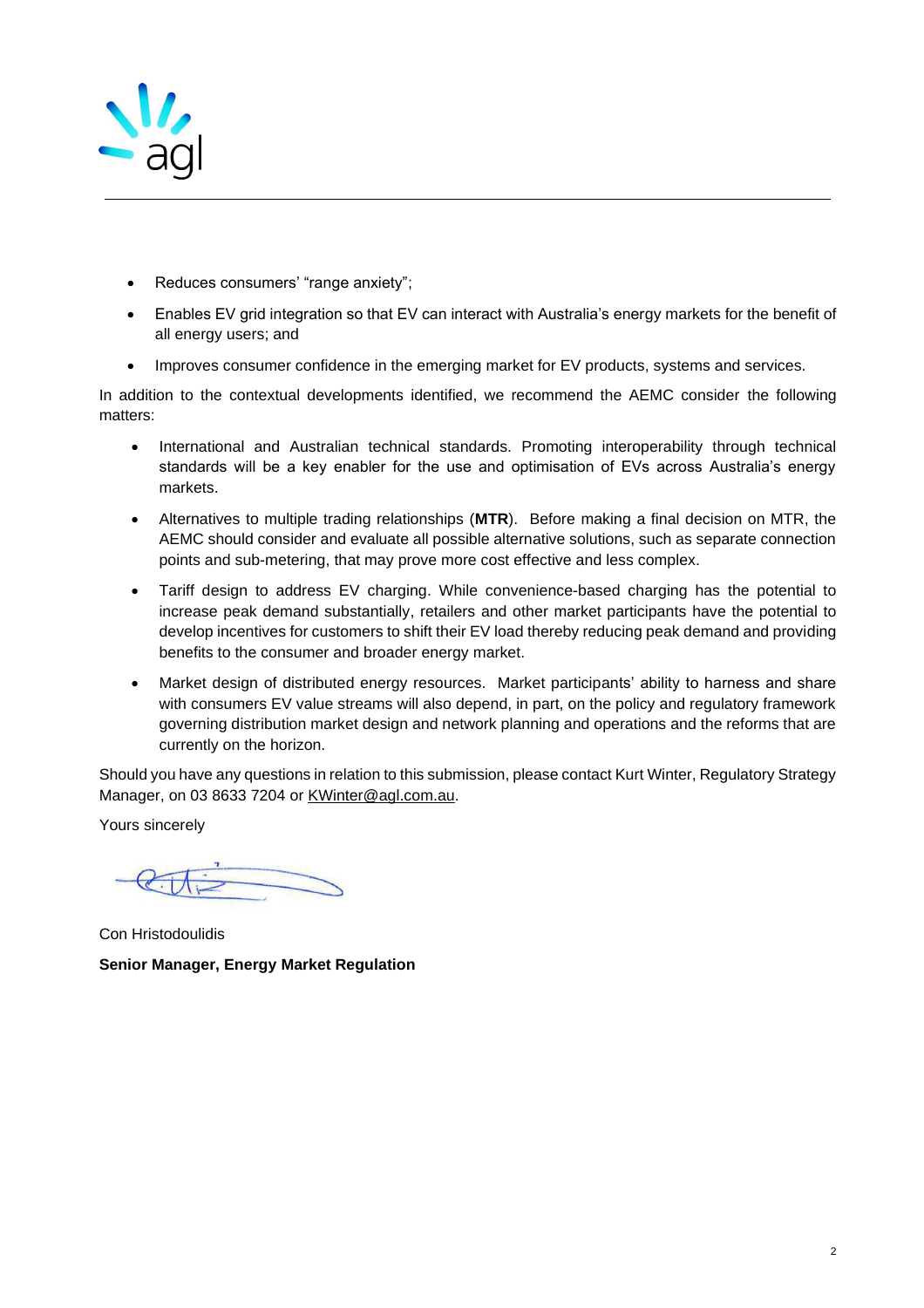- Reduces consumers' "range anxiety";
- Enables EV grid integration so that EV can interact with Australia's energy markets for the benefit of all energy users; and
- Improves consumer confidence in the emerging market for EV products, systems and services.

In addition to the contextual developments identified, we recommend the AEMC consider the following matters:

- International and Australian technical standards. Promoting interoperability through technical standards will be a key enabler for the use and optimisation of EVs across Australia's energy markets.
- Alternatives to multiple trading relationships (**MTR**). Before making a final decision on MTR, the AEMC should consider and evaluate all possible alternative solutions, such as separate connection points and sub-metering, that may prove more cost effective and less complex.
- Tariff design to address EV charging. While convenience-based charging has the potential to increase peak demand substantially, retailers and other market participants have the potential to develop incentives for customers to shift their EV load thereby reducing peak demand and providing benefits to the consumer and broader energy market.
- Market design of distributed energy resources. Market participants' ability to harness and share with consumers EV value streams will also depend, in part, on the policy and regulatory framework governing distribution market design and network planning and operations and the reforms that are currently on the horizon.

Should you have any questions in relation to this submission, please contact Kurt Winter, Regulatory Strategy Manager, on 03 8633 7204 or KWinter@agl.com.au.

Yours sincerely

Con Hristodoulidis

**Senior Manager, Energy Market Regulation**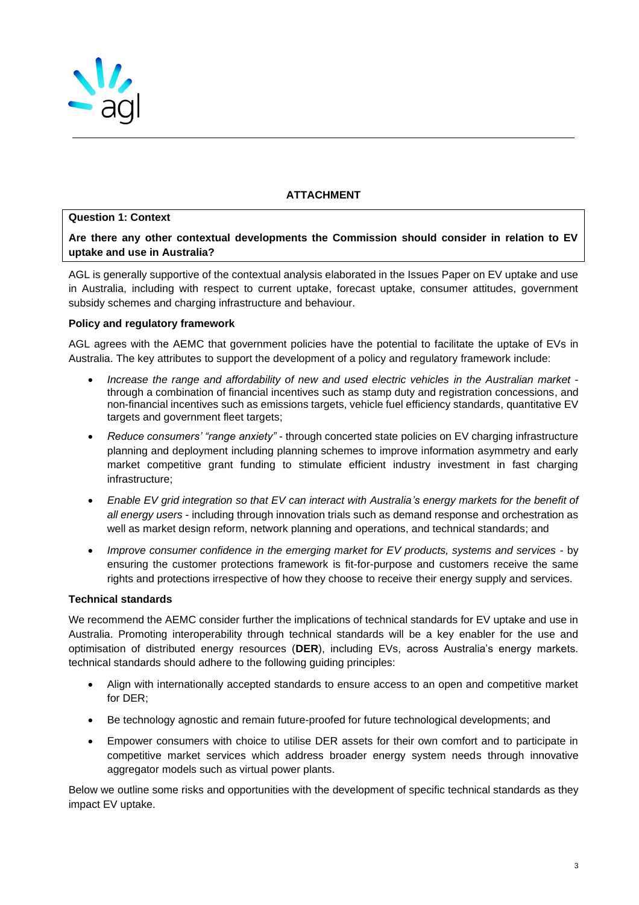## ATTACHMENT

**Question 1: Context**

**Are there any other contextual developments the Commission should consider in relation to EV uptake and use in Australia?**

AGL is generally supportive of the contextual analysis elaborated in the Issues Paper on EV uptake and use in Australia, including with respect to current uptake, forecast uptake, consumer attitudes, government subsidy schemes and charging infrastructure and behaviour.

**Policy and regulatory framework**

AGL agrees with the AEMC that government policies have the potential to facilitate the uptake of EVs in Australia. The key attributes to support the development of a policy and regulatory framework include:

- *Increase the range and affordability of new and used electric vehicles in the Australian market* - through a combination of financial incentives such as stamp duty and registration concessions, and non-financial incentives such as emissions targets, vehicle fuel efficiency standards, quantitative EV targets and government fleet targets;
- *Reduce consumers' "range anxiety"* - through concerted state policies on EV charging infrastructure planning and deployment including planning schemes to improve information asymmetry and early market competitive grant funding to stimulate efficient industry investment in fast charging infrastructure;
- *Enable EV grid integration so that EV can interact with Australia's energy markets for the benefit of all energy users* - including through innovation trials such as demand response and orchestration as well as market design reform, network planning and operations, and technical standards; and
- *Improve consumer confidence in the emerging market for EV products, systems and services* - by ensuring the customer protections framework is fit-for-purpose and customers receive the same rights and protections irrespective of how they choose to receive their energy supply and services.

**Technical standards**

We recommend the AEMC consider further the implications of technical standards for EV uptake and use in Australia. Promoting interoperability through technical standards will be a key enabler for the use and optimisation of distributed energy resources (**DER**), including EVs, across Australia's energy markets. technical standards should adhere to the following guiding principles:

- Align with internationally accepted standards to ensure access to an open and competitive market for DER;
- Be technology agnostic and remain future-proofed for future technological developments; and
- Empower consumers with choice to utilise DER assets for their own comfort and to participate in competitive market services which address broader energy system needs through innovative aggregator models such as virtual power plants.

Below we outline some risks and opportunities with the development of specific technical standards as they impact EV uptake.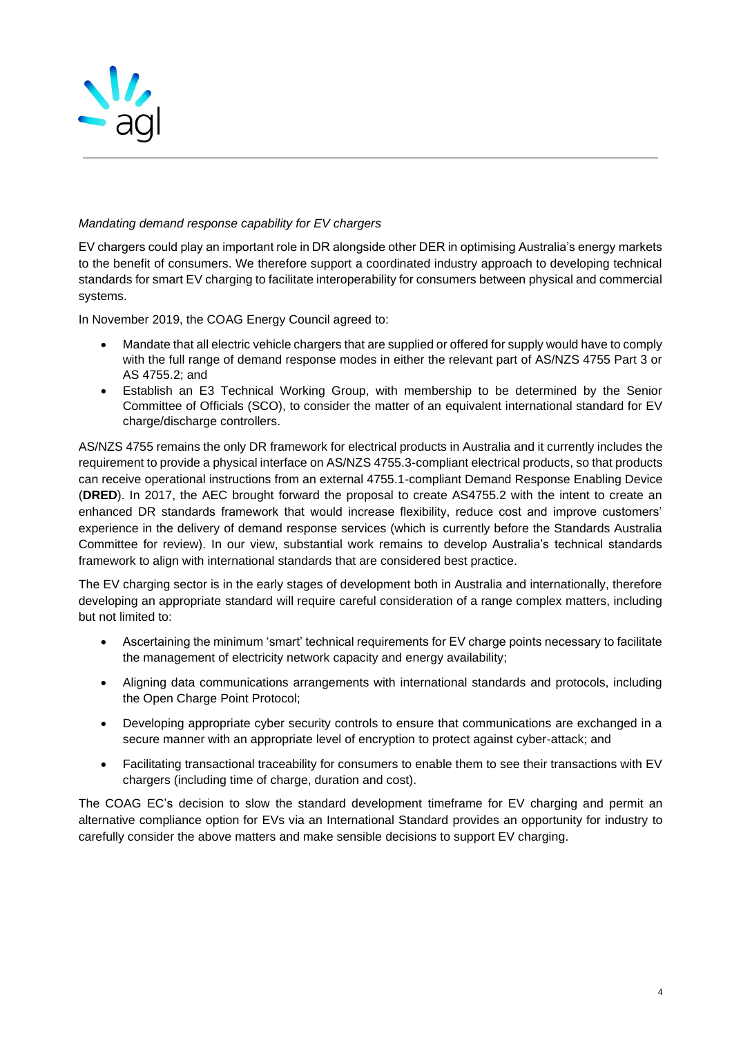*Mandating demand response capability for EV chargers*

EV chargers could play an important role in DR alongside other DER in optimising Australia's energy markets to the benefit of consumers. We therefore support a coordinated industry approach to developing technical standards for smart EV charging to facilitate interoperability for consumers between physical and commercial systems.

In November 2019, the COAG Energy Council agreed to:

- Mandate that all electric vehicle chargers that are supplied or offered for supply would have to comply with the full range of demand response modes in either the relevant part of AS/NZS 4755 Part 3 or AS 4755.2; and
- Establish an E3 Technical Working Group, with membership to be determined by the Senior Committee of Officials (SCO), to consider the matter of an equivalent international standard for EV charge/discharge controllers.

AS/NZS 4755 remains the only DR framework for electrical products in Australia and it currently includes the requirement to provide a physical interface on AS/NZS 4755.3-compliant electrical products, so that products can receive operational instructions from an external 4755.1-compliant Demand Response Enabling Device (**DRED**). In 2017, the AEC brought forward the proposal to create AS4755.2 with the intent to create an enhanced DR standards framework that would increase flexibility, reduce cost and improve customers' experience in the delivery of demand response services (which is currently before the Standards Australia Committee for review). In our view, substantial work remains to develop Australia's technical standards framework to align with international standards that are considered best practice.

The EV charging sector is in the early stages of development both in Australia and internationally, therefore developing an appropriate standard will require careful consideration of a range complex matters, including but not limited to:

- Ascertaining the minimum 'smart' technical requirements for EV charge points necessary to facilitate the management of electricity network capacity and energy availability;
- Aligning data communications arrangements with international standards and protocols, including the Open Charge Point Protocol;
- Developing appropriate cyber security controls to ensure that communications are exchanged in a secure manner with an appropriate level of encryption to protect against cyber-attack; and
- Facilitating transactional traceability for consumers to enable them to see their transactions with EV chargers (including time of charge, duration and cost).

The COAG EC's decision to slow the standard development timeframe for EV charging and permit an alternative compliance option for EVs via an International Standard provides an opportunity for industry to carefully consider the above matters and make sensible decisions to support EV charging.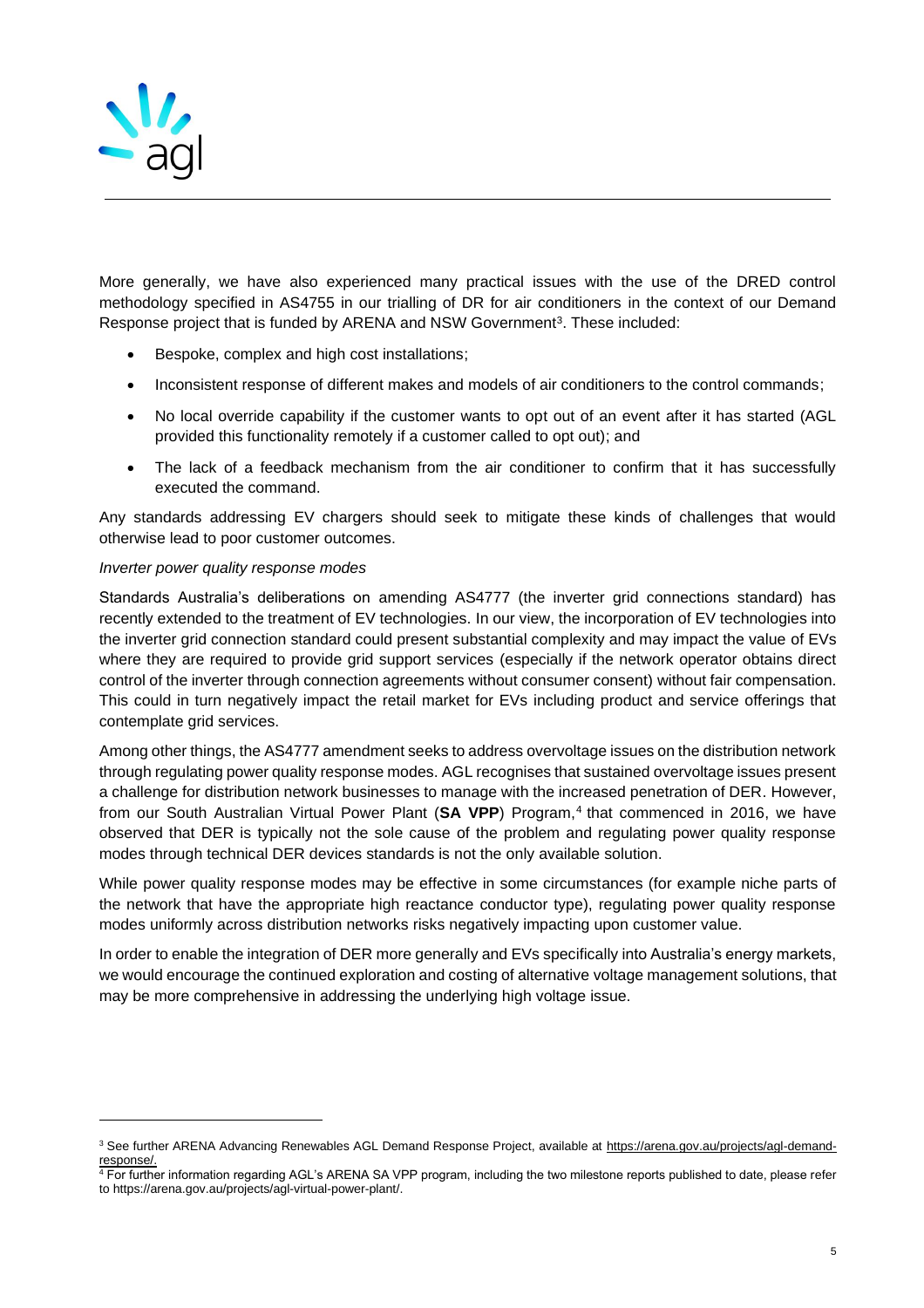More generally, we have also experienced many practical issues with the use of the DRED control methodology specified in AS4755 in our trialling of DR for air conditioners in the context of our Demand Response project that is funded by ARENA and NSW Government[3]. These included:

- Bespoke, complex and high cost installations;
- Inconsistent response of different makes and models of air conditioners to the control commands;
- No local override capability if the customer wants to opt out of an event after it has started (AGL provided this functionality remotely if a customer called to opt out); and
- The lack of a feedback mechanism from the air conditioner to confirm that it has successfully executed the command.

Any standards addressing EV chargers should seek to mitigate these kinds of challenges that would otherwise lead to poor customer outcomes.

*Inverter power quality response modes*

Standards Australia's deliberations on amending AS4777 (the inverter grid connections standard) has recently extended to the treatment of EV technologies. In our view, the incorporation of EV technologies into the inverter grid connection standard could present substantial complexity and may impact the value of EVs where they are required to provide grid support services (especially if the network operator obtains direct control of the inverter through connection agreements without consumer consent) without fair compensation. This could in turn negatively impact the retail market for EVs including product and service offerings that contemplate grid services.

Among other things, the AS4777 amendment seeks to address overvoltage issues on the distribution network through regulating power quality response modes. AGL recognises that sustained overvoltage issues present a challenge for distribution network businesses to manage with the increased penetration of DER. However, from our South Australian Virtual Power Plant (**SA VPP**) Program,[4] that commenced in 2016, we have observed that DER is typically not the sole cause of the problem and regulating power quality response modes through technical DER devices standards is not the only available solution.

While power quality response modes may be effective in some circumstances (for example niche parts of the network that have the appropriate high reactance conductor type), regulating power quality response modes uniformly across distribution networks risks negatively impacting upon customer value.

In order to enable the integration of DER more generally and EVs specifically into Australia's energy markets, we would encourage the continued exploration and costing of alternative voltage management solutions, that may be more comprehensive in addressing the underlying high voltage issue.

---

[3] See further ARENA Advancing Renewables AGL Demand Response Project, available at https://arena.gov.au/projects/agl-demand-response/.

[4] For further information regarding AGL's ARENA SA VPP program, including the two milestone reports published to date, please refer to https://arena.gov.au/projects/agl-virtual-power-plant/.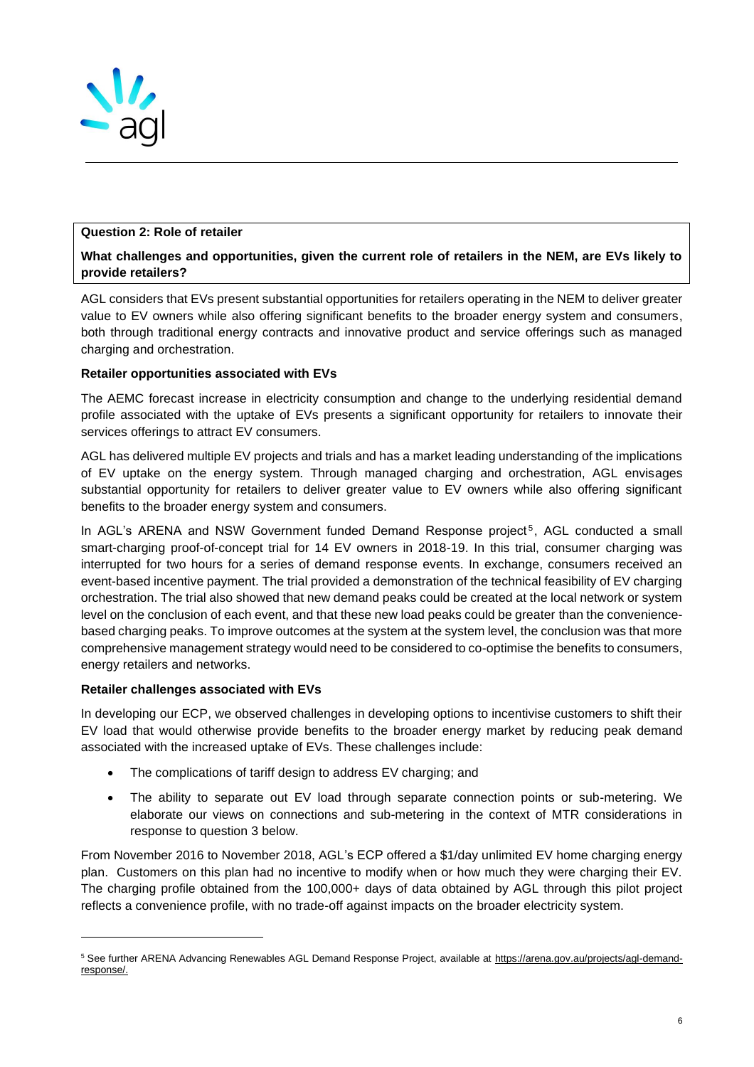**Question 2: Role of retailer**

**What challenges and opportunities, given the current role of retailers in the NEM, are EVs likely to provide retailers?**

AGL considers that EVs present substantial opportunities for retailers operating in the NEM to deliver greater value to EV owners while also offering significant benefits to the broader energy system and consumers, both through traditional energy contracts and innovative product and service offerings such as managed charging and orchestration.

**Retailer opportunities associated with EVs**

The AEMC forecast increase in electricity consumption and change to the underlying residential demand profile associated with the uptake of EVs presents a significant opportunity for retailers to innovate their services offerings to attract EV consumers.

AGL has delivered multiple EV projects and trials and has a market leading understanding of the implications of EV uptake on the energy system. Through managed charging and orchestration, AGL envisages substantial opportunity for retailers to deliver greater value to EV owners while also offering significant benefits to the broader energy system and consumers.

In AGL's ARENA and NSW Government funded Demand Response project[5], AGL conducted a small smart-charging proof-of-concept trial for 14 EV owners in 2018-19. In this trial, consumer charging was interrupted for two hours for a series of demand response events. In exchange, consumers received an event-based incentive payment. The trial provided a demonstration of the technical feasibility of EV charging orchestration. The trial also showed that new demand peaks could be created at the local network or system level on the conclusion of each event, and that these new load peaks could be greater than the convenience-based charging peaks. To improve outcomes at the system at the system level, the conclusion was that more comprehensive management strategy would need to be considered to co-optimise the benefits to consumers, energy retailers and networks.

**Retailer challenges associated with EVs**

In developing our ECP, we observed challenges in developing options to incentivise customers to shift their EV load that would otherwise provide benefits to the broader energy market by reducing peak demand associated with the increased uptake of EVs. These challenges include:

- The complications of tariff design to address EV charging; and
- The ability to separate out EV load through separate connection points or sub-metering. We elaborate our views on connections and sub-metering in the context of MTR considerations in response to question 3 below.

From November 2016 to November 2018, AGL's ECP offered a $1/day unlimited EV home charging energy plan. Customers on this plan had no incentive to modify when or how much they were charging their EV. The charging profile obtained from the 100,000+ days of data obtained by AGL through this pilot project reflects a convenience profile, with no trade-off against impacts on the broader electricity system.

---

[5] See further ARENA Advancing Renewables AGL Demand Response Project, available at https://arena.gov.au/projects/agl-demand-response/.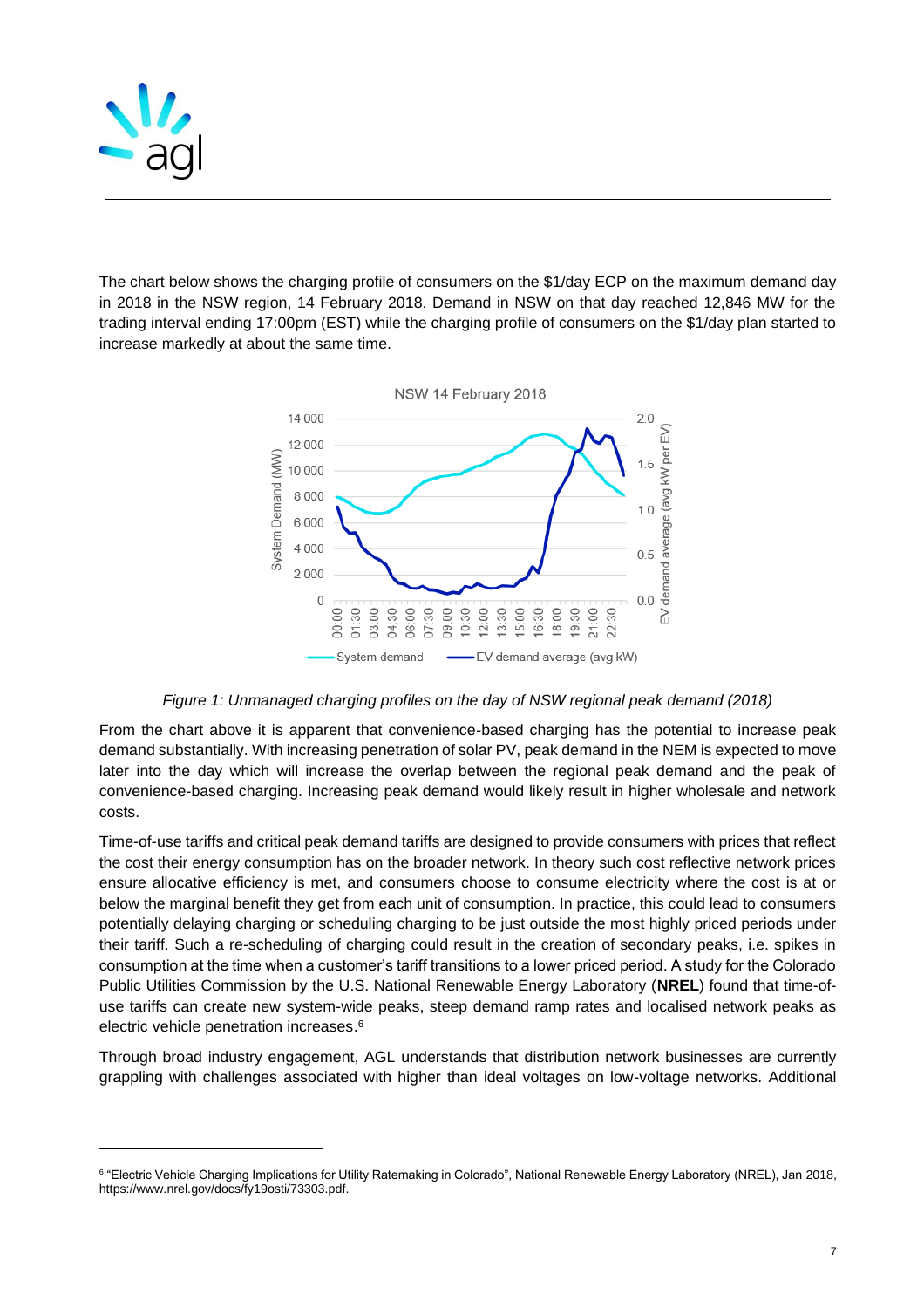The chart below shows the charging profile of consumers on the $1/day ECP on the maximum demand day in 2018 in the NSW region, 14 February 2018. Demand in NSW on that day reached 12,846 MW for the trading interval ending 17:00pm (EST) while the charging profile of consumers on the $1/day plan started to increase markedly at about the same time.

*Figure 1: Unmanaged charging profiles on the day of NSW regional peak demand (2018)*

From the chart above it is apparent that convenience-based charging has the potential to increase peak demand substantially. With increasing penetration of solar PV, peak demand in the NEM is expected to move later into the day which will increase the overlap between the regional peak demand and the peak of convenience-based charging. Increasing peak demand would likely result in higher wholesale and network costs.

Time-of-use tariffs and critical peak demand tariffs are designed to provide consumers with prices that reflect the cost their energy consumption has on the broader network. In theory such cost reflective network prices ensure allocative efficiency is met, and consumers choose to consume electricity where the cost is at or below the marginal benefit they get from each unit of consumption. In practice, this could lead to consumers potentially delaying charging or scheduling charging to be just outside the most highly priced periods under their tariff. Such a re-scheduling of charging could result in the creation of secondary peaks, i.e. spikes in consumption at the time when a customer's tariff transitions to a lower priced period. A study for the Colorado Public Utilities Commission by the U.S. National Renewable Energy Laboratory (**NREL**) found that time-of-use tariffs can create new system-wide peaks, steep demand ramp rates and localised network peaks as electric vehicle penetration increases.[6]

Through broad industry engagement, AGL understands that distribution network businesses are currently grappling with challenges associated with higher than ideal voltages on low-voltage networks. Additional

---

[6] "Electric Vehicle Charging Implications for Utility Ratemaking in Colorado", National Renewable Energy Laboratory (NREL), Jan 2018, https://www.nrel.gov/docs/fy19osti/73303.pdf.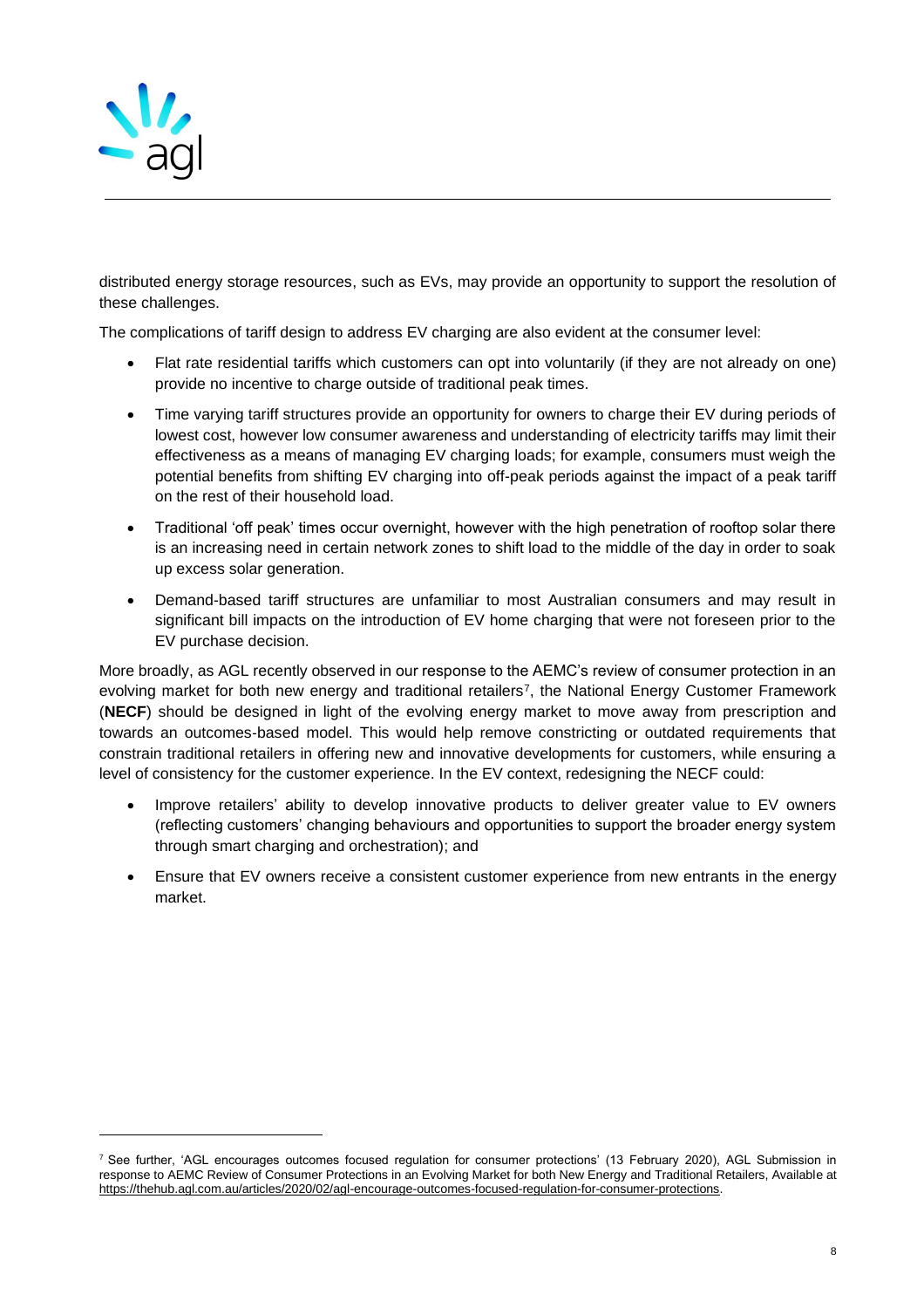distributed energy storage resources, such as EVs, may provide an opportunity to support the resolution of these challenges.

The complications of tariff design to address EV charging are also evident at the consumer level:

- Flat rate residential tariffs which customers can opt into voluntarily (if they are not already on one) provide no incentive to charge outside of traditional peak times.
- Time varying tariff structures provide an opportunity for owners to charge their EV during periods of lowest cost, however low consumer awareness and understanding of electricity tariffs may limit their effectiveness as a means of managing EV charging loads; for example, consumers must weigh the potential benefits from shifting EV charging into off-peak periods against the impact of a peak tariff on the rest of their household load.
- Traditional 'off peak' times occur overnight, however with the high penetration of rooftop solar there is an increasing need in certain network zones to shift load to the middle of the day in order to soak up excess solar generation.
- Demand-based tariff structures are unfamiliar to most Australian consumers and may result in significant bill impacts on the introduction of EV home charging that were not foreseen prior to the EV purchase decision.

More broadly, as AGL recently observed in our response to the AEMC's review of consumer protection in an evolving market for both new energy and traditional retailers[7], the National Energy Customer Framework (**NECF**) should be designed in light of the evolving energy market to move away from prescription and towards an outcomes-based model. This would help remove constricting or outdated requirements that constrain traditional retailers in offering new and innovative developments for customers, while ensuring a level of consistency for the customer experience. In the EV context, redesigning the NECF could:

- Improve retailers' ability to develop innovative products to deliver greater value to EV owners (reflecting customers' changing behaviours and opportunities to support the broader energy system through smart charging and orchestration); and
- Ensure that EV owners receive a consistent customer experience from new entrants in the energy market.

---

[7] See further, 'AGL encourages outcomes focused regulation for consumer protections' (13 February 2020), AGL Submission in response to AEMC Review of Consumer Protections in an Evolving Market for both New Energy and Traditional Retailers, Available at https://thehub.agl.com.au/articles/2020/02/agl-encourage-outcomes-focused-regulation-for-consumer-protections.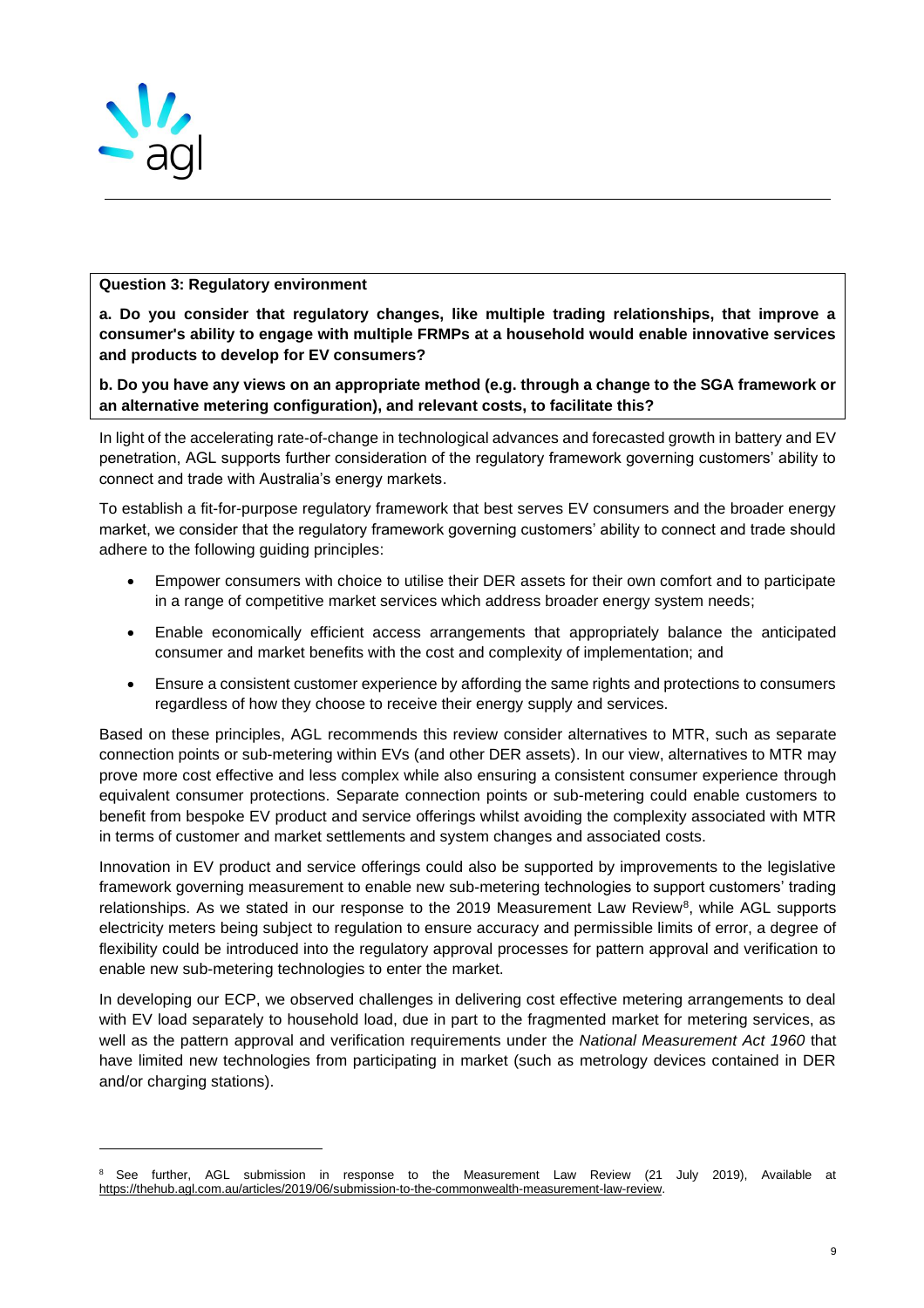**Question 3: Regulatory environment**

**a. Do you consider that regulatory changes, like multiple trading relationships, that improve a consumer's ability to engage with multiple FRMPs at a household would enable innovative services and products to develop for EV consumers?**

**b. Do you have any views on an appropriate method (e.g. through a change to the SGA framework or an alternative metering configuration), and relevant costs, to facilitate this?**

In light of the accelerating rate-of-change in technological advances and forecasted growth in battery and EV penetration, AGL supports further consideration of the regulatory framework governing customers' ability to connect and trade with Australia's energy markets.

To establish a fit-for-purpose regulatory framework that best serves EV consumers and the broader energy market, we consider that the regulatory framework governing customers' ability to connect and trade should adhere to the following guiding principles:

- Empower consumers with choice to utilise their DER assets for their own comfort and to participate in a range of competitive market services which address broader energy system needs;
- Enable economically efficient access arrangements that appropriately balance the anticipated consumer and market benefits with the cost and complexity of implementation; and
- Ensure a consistent customer experience by affording the same rights and protections to consumers regardless of how they choose to receive their energy supply and services.

Based on these principles, AGL recommends this review consider alternatives to MTR, such as separate connection points or sub-metering within EVs (and other DER assets). In our view, alternatives to MTR may prove more cost effective and less complex while also ensuring a consistent consumer experience through equivalent consumer protections. Separate connection points or sub-metering could enable customers to benefit from bespoke EV product and service offerings whilst avoiding the complexity associated with MTR in terms of customer and market settlements and system changes and associated costs.

Innovation in EV product and service offerings could also be supported by improvements to the legislative framework governing measurement to enable new sub-metering technologies to support customers' trading relationships. As we stated in our response to the 2019 Measurement Law Review[8], while AGL supports electricity meters being subject to regulation to ensure accuracy and permissible limits of error, a degree of flexibility could be introduced into the regulatory approval processes for pattern approval and verification to enable new sub-metering technologies to enter the market.

In developing our ECP, we observed challenges in delivering cost effective metering arrangements to deal with EV load separately to household load, due in part to the fragmented market for metering services, as well as the pattern approval and verification requirements under the *National Measurement Act 1960* that have limited new technologies from participating in market (such as metrology devices contained in DER and/or charging stations).

---

[8] See further, AGL submission in response to the Measurement Law Review (21 July 2019), Available at https://thehub.agl.com.au/articles/2019/06/submission-to-the-commonwealth-measurement-law-review.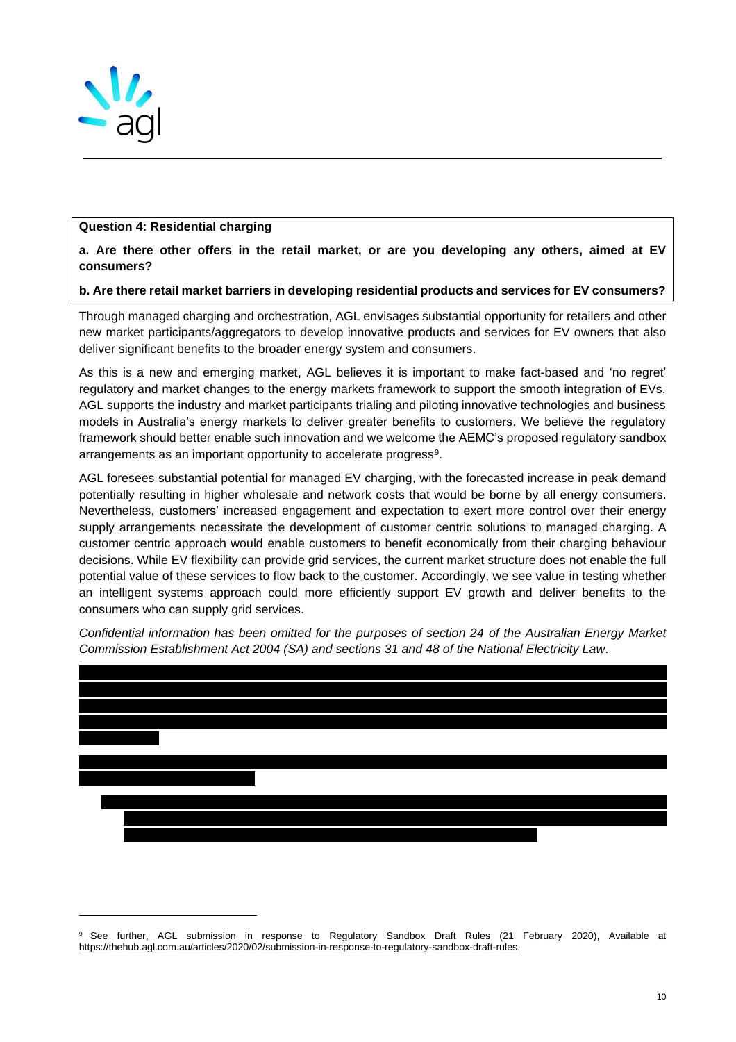**Question 4: Residential charging**

**a. Are there other offers in the retail market, or are you developing any others, aimed at EV consumers?**

**b. Are there retail market barriers in developing residential products and services for EV consumers?**

Through managed charging and orchestration, AGL envisages substantial opportunity for retailers and other new market participants/aggregators to develop innovative products and services for EV owners that also deliver significant benefits to the broader energy system and consumers.

As this is a new and emerging market, AGL believes it is important to make fact-based and 'no regret' regulatory and market changes to the energy markets framework to support the smooth integration of EVs. AGL supports the industry and market participants trialing and piloting innovative technologies and business models in Australia's energy markets to deliver greater benefits to customers. We believe the regulatory framework should better enable such innovation and we welcome the AEMC's proposed regulatory sandbox arrangements as an important opportunity to accelerate progress[9].

AGL foresees substantial potential for managed EV charging, with the forecasted increase in peak demand potentially resulting in higher wholesale and network costs that would be borne by all energy consumers. Nevertheless, customers' increased engagement and expectation to exert more control over their energy supply arrangements necessitate the development of customer centric solutions to managed charging. A customer centric approach would enable customers to benefit economically from their charging behaviour decisions. While EV flexibility can provide grid services, the current market structure does not enable the full potential value of these services to flow back to the customer. Accordingly, we see value in testing whether an intelligent systems approach could more efficiently support EV growth and deliver benefits to the consumers who can supply grid services.

*Confidential information has been omitted for the purposes of section 24 of the Australian Energy Market Commission Establishment Act 2004 (SA) and sections 31 and 48 of the National Electricity Law.*

[9] See further, AGL submission in response to Regulatory Sandbox Draft Rules (21 February 2020), Available at https://thehub.agl.com.au/articles/2020/02/submission-in-response-to-regulatory-sandbox-draft-rules.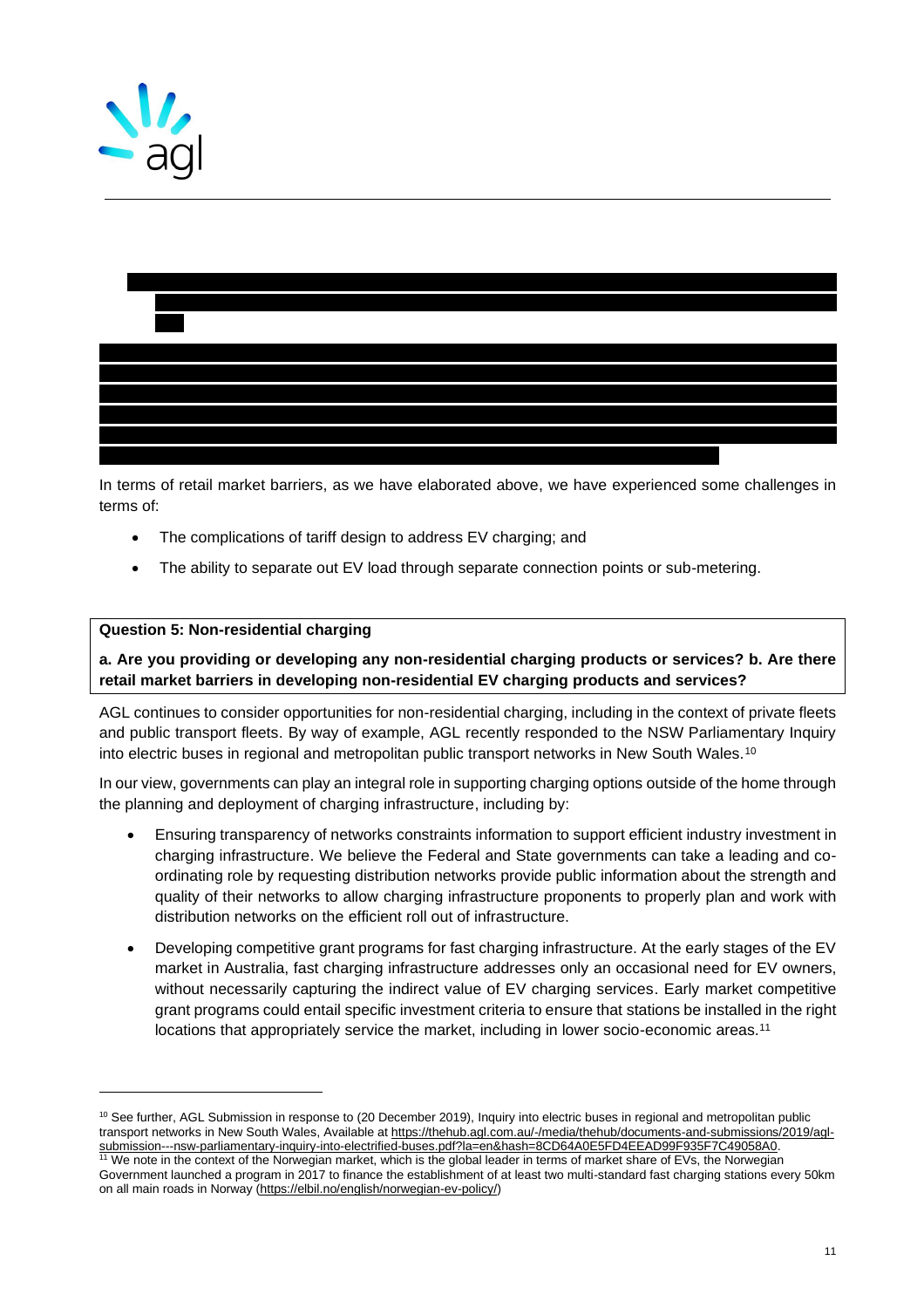In terms of retail market barriers, as we have elaborated above, we have experienced some challenges in terms of:

- The complications of tariff design to address EV charging; and
- The ability to separate out EV load through separate connection points or sub-metering.

**Question 5: Non-residential charging**

**a. Are you providing or developing any non-residential charging products or services? b. Are there retail market barriers in developing non-residential EV charging products and services?**

AGL continues to consider opportunities for non-residential charging, including in the context of private fleets and public transport fleets. By way of example, AGL recently responded to the NSW Parliamentary Inquiry into electric buses in regional and metropolitan public transport networks in New South Wales.[10]

In our view, governments can play an integral role in supporting charging options outside of the home through the planning and deployment of charging infrastructure, including by:

- Ensuring transparency of networks constraints information to support efficient industry investment in charging infrastructure. We believe the Federal and State governments can take a leading and co-ordinating role by requesting distribution networks provide public information about the strength and quality of their networks to allow charging infrastructure proponents to properly plan and work with distribution networks on the efficient roll out of infrastructure.
- Developing competitive grant programs for fast charging infrastructure. At the early stages of the EV market in Australia, fast charging infrastructure addresses only an occasional need for EV owners, without necessarily capturing the indirect value of EV charging services. Early market competitive grant programs could entail specific investment criteria to ensure that stations be installed in the right locations that appropriately service the market, including in lower socio-economic areas.[11]

---

[10] See further, AGL Submission in response to (20 December 2019), Inquiry into electric buses in regional and metropolitan public transport networks in New South Wales, Available at https://thehub.agl.com.au/-/media/thehub/documents-and-submissions/2019/agl-submission---nsw-parliamentary-inquiry-into-electrified-buses.pdf?la=en&hash=8CD64A0E5FD4EEAD99F935F7C49058A0.

[11] We note in the context of the Norwegian market, which is the global leader in terms of market share of EVs, the Norwegian Government launched a program in 2017 to finance the establishment of at least two multi-standard fast charging stations every 50km on all main roads in Norway (https://elbil.no/english/norwegian-ev-policy/)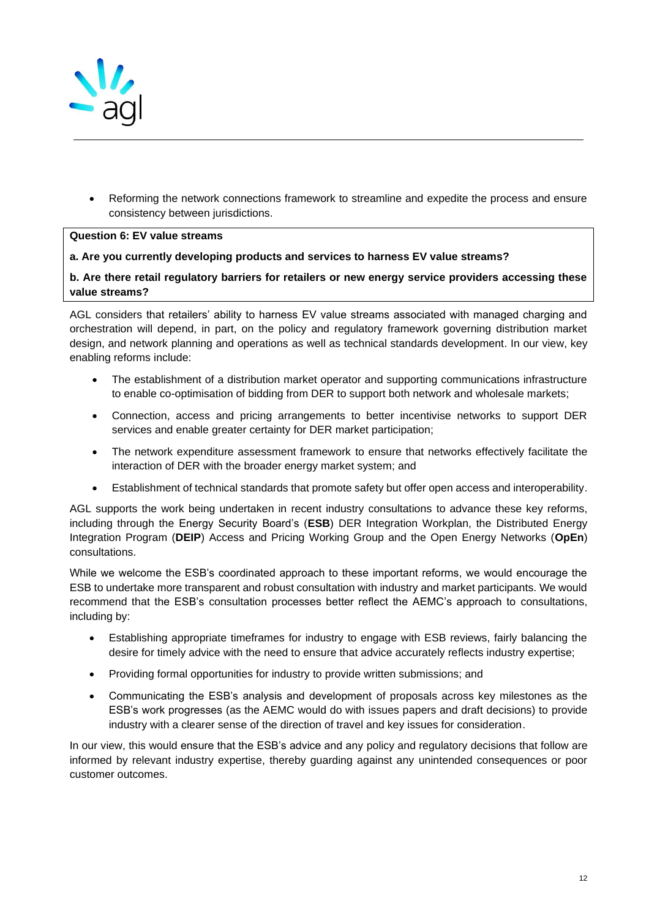- Reforming the network connections framework to streamline and expedite the process and ensure consistency between jurisdictions.

**Question 6: EV value streams**

**a. Are you currently developing products and services to harness EV value streams?**

**b. Are there retail regulatory barriers for retailers or new energy service providers accessing these value streams?**

AGL considers that retailers' ability to harness EV value streams associated with managed charging and orchestration will depend, in part, on the policy and regulatory framework governing distribution market design, and network planning and operations as well as technical standards development. In our view, key enabling reforms include:

- The establishment of a distribution market operator and supporting communications infrastructure to enable co-optimisation of bidding from DER to support both network and wholesale markets;
- Connection, access and pricing arrangements to better incentivise networks to support DER services and enable greater certainty for DER market participation;
- The network expenditure assessment framework to ensure that networks effectively facilitate the interaction of DER with the broader energy market system; and
- Establishment of technical standards that promote safety but offer open access and interoperability.

AGL supports the work being undertaken in recent industry consultations to advance these key reforms, including through the Energy Security Board's (**ESB**) DER Integration Workplan, the Distributed Energy Integration Program (**DEIP**) Access and Pricing Working Group and the Open Energy Networks (**OpEn**) consultations.

While we welcome the ESB's coordinated approach to these important reforms, we would encourage the ESB to undertake more transparent and robust consultation with industry and market participants. We would recommend that the ESB's consultation processes better reflect the AEMC's approach to consultations, including by:

- Establishing appropriate timeframes for industry to engage with ESB reviews, fairly balancing the desire for timely advice with the need to ensure that advice accurately reflects industry expertise;
- Providing formal opportunities for industry to provide written submissions; and
- Communicating the ESB's analysis and development of proposals across key milestones as the ESB's work progresses (as the AEMC would do with issues papers and draft decisions) to provide industry with a clearer sense of the direction of travel and key issues for consideration.

In our view, this would ensure that the ESB's advice and any policy and regulatory decisions that follow are informed by relevant industry expertise, thereby guarding against any unintended consequences or poor customer outcomes.